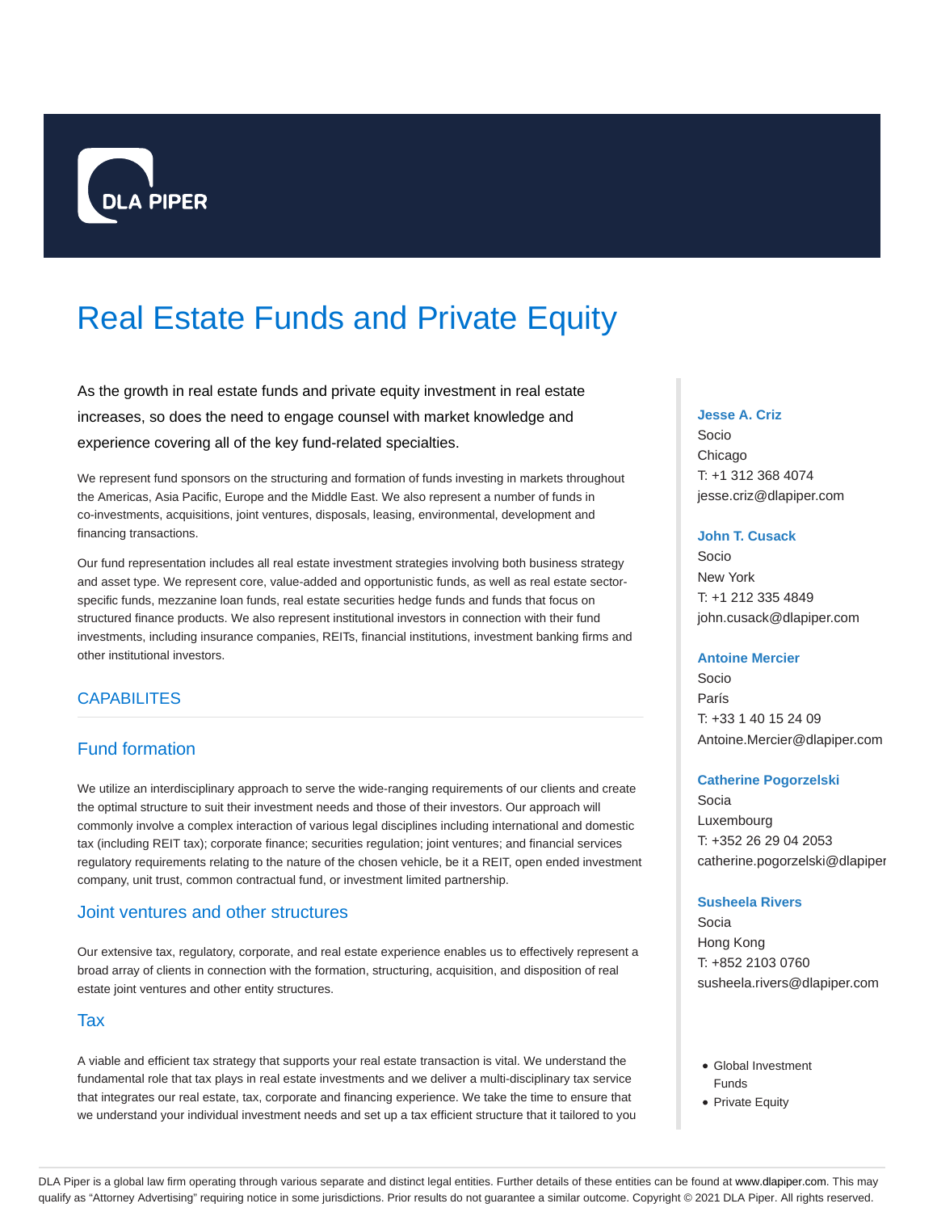DLA PIPER

# Real Estate Funds and Private Equity

As the growth in real estate funds and private equity investment in real estate increases, so does the need to engage counsel with market knowledge and experience covering all of the key fund-related specialties.

We represent fund sponsors on the structuring and formation of funds investing in markets throughout the Americas, Asia Pacific, Europe and the Middle East. We also represent a number of funds in co-investments, acquisitions, joint ventures, disposals, leasing, environmental, development and financing transactions.

Our fund representation includes all real estate investment strategies involving both business strategy and asset type. We represent core, value-added and opportunistic funds, as well as real estate sector-specific funds, mezzanine loan funds, real estate securities hedge funds and funds that focus on structured finance products. We also represent institutional investors in connection with their fund investments, including insurance companies, REITs, financial institutions, investment banking firms and other institutional investors.

## CAPABILITES

### Fund formation

We utilize an interdisciplinary approach to serve the wide-ranging requirements of our clients and create the optimal structure to suit their investment needs and those of their investors. Our approach will commonly involve a complex interaction of various legal disciplines including international and domestic tax (including REIT tax); corporate finance; securities regulation; joint ventures; and financial services regulatory requirements relating to the nature of the chosen vehicle, be it a REIT, open ended investment company, unit trust, common contractual fund, or investment limited partnership.

### Joint ventures and other structures

Our extensive tax, regulatory, corporate, and real estate experience enables us to effectively represent a broad array of clients in connection with the formation, structuring, acquisition, and disposition of real estate joint ventures and other entity structures.

### Tax

A viable and efficient tax strategy that supports your real estate transaction is vital. We understand the fundamental role that tax plays in real estate investments and we deliver a multi-disciplinary tax service that integrates our real estate, tax, corporate and financing experience. We take the time to ensure that we understand your individual investment needs and set up a tax efficient structure that it tailored to you

**Jesse A. Criz**
Socio
Chicago
T: +1 312 368 4074
jesse.criz@dlapiper.com

**John T. Cusack**
Socio
New York
T: +1 212 335 4849
john.cusack@dlapiper.com

**Antoine Mercier**
Socio
París
T: +33 1 40 15 24 09
Antoine.Mercier@dlapiper.com

**Catherine Pogorzelski**
Socia
Luxembourg
T: +352 26 29 04 2053
catherine.pogorzelski@dlapiper

**Susheela Rivers**
Socia
Hong Kong
T: +852 2103 0760
susheela.rivers@dlapiper.com

- Global Investment Funds
- Private Equity

DLA Piper is a global law firm operating through various separate and distinct legal entities. Further details of these entities can be found at www.dlapiper.com. This may qualify as "Attorney Advertising" requiring notice in some jurisdictions. Prior results do not guarantee a similar outcome. Copyright © 2021 DLA Piper. All rights reserved.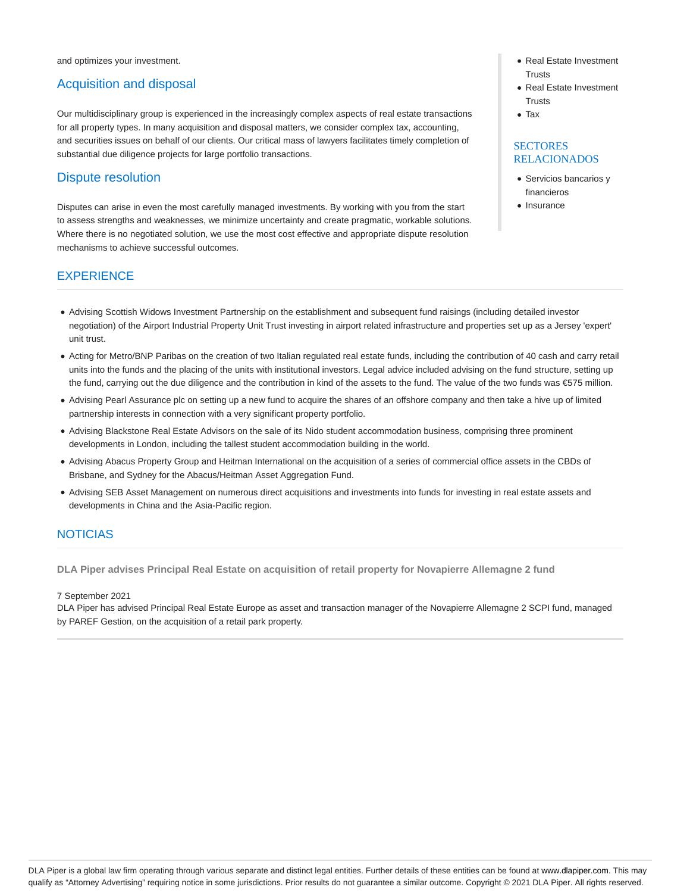and optimizes your investment.

## Acquisition and disposal

Our multidisciplinary group is experienced in the increasingly complex aspects of real estate transactions for all property types. In many acquisition and disposal matters, we consider complex tax, accounting, and securities issues on behalf of our clients. Our critical mass of lawyers facilitates timely completion of substantial due diligence projects for large portfolio transactions.

## Dispute resolution

Disputes can arise in even the most carefully managed investments. By working with you from the start to assess strengths and weaknesses, we minimize uncertainty and create pragmatic, workable solutions. Where there is no negotiated solution, we use the most cost effective and appropriate dispute resolution mechanisms to achieve successful outcomes.

- Real Estate Investment Trusts
- Real Estate Investment Trusts
- Tax

### SECTORES RELACIONADOS

- Servicios bancarios y financieros
- Insurance

## EXPERIENCE

- Advising Scottish Widows Investment Partnership on the establishment and subsequent fund raisings (including detailed investor negotiation) of the Airport Industrial Property Unit Trust investing in airport related infrastructure and properties set up as a Jersey 'expert' unit trust.
- Acting for Metro/BNP Paribas on the creation of two Italian regulated real estate funds, including the contribution of 40 cash and carry retail units into the funds and the placing of the units with institutional investors. Legal advice included advising on the fund structure, setting up the fund, carrying out the due diligence and the contribution in kind of the assets to the fund. The value of the two funds was €575 million.
- Advising Pearl Assurance plc on setting up a new fund to acquire the shares of an offshore company and then take a hive up of limited partnership interests in connection with a very significant property portfolio.
- Advising Blackstone Real Estate Advisors on the sale of its Nido student accommodation business, comprising three prominent developments in London, including the tallest student accommodation building in the world.
- Advising Abacus Property Group and Heitman International on the acquisition of a series of commercial office assets in the CBDs of Brisbane, and Sydney for the Abacus/Heitman Asset Aggregation Fund.
- Advising SEB Asset Management on numerous direct acquisitions and investments into funds for investing in real estate assets and developments in China and the Asia-Pacific region.

## NOTICIAS

**DLA Piper advises Principal Real Estate on acquisition of retail property for Novapierre Allemagne 2 fund**

7 September 2021

DLA Piper has advised Principal Real Estate Europe as asset and transaction manager of the Novapierre Allemagne 2 SCPI fund, managed by PAREF Gestion, on the acquisition of a retail park property.

DLA Piper is a global law firm operating through various separate and distinct legal entities. Further details of these entities can be found at www.dlapiper.com. This may qualify as "Attorney Advertising" requiring notice in some jurisdictions. Prior results do not guarantee a similar outcome. Copyright © 2021 DLA Piper. All rights reserved.